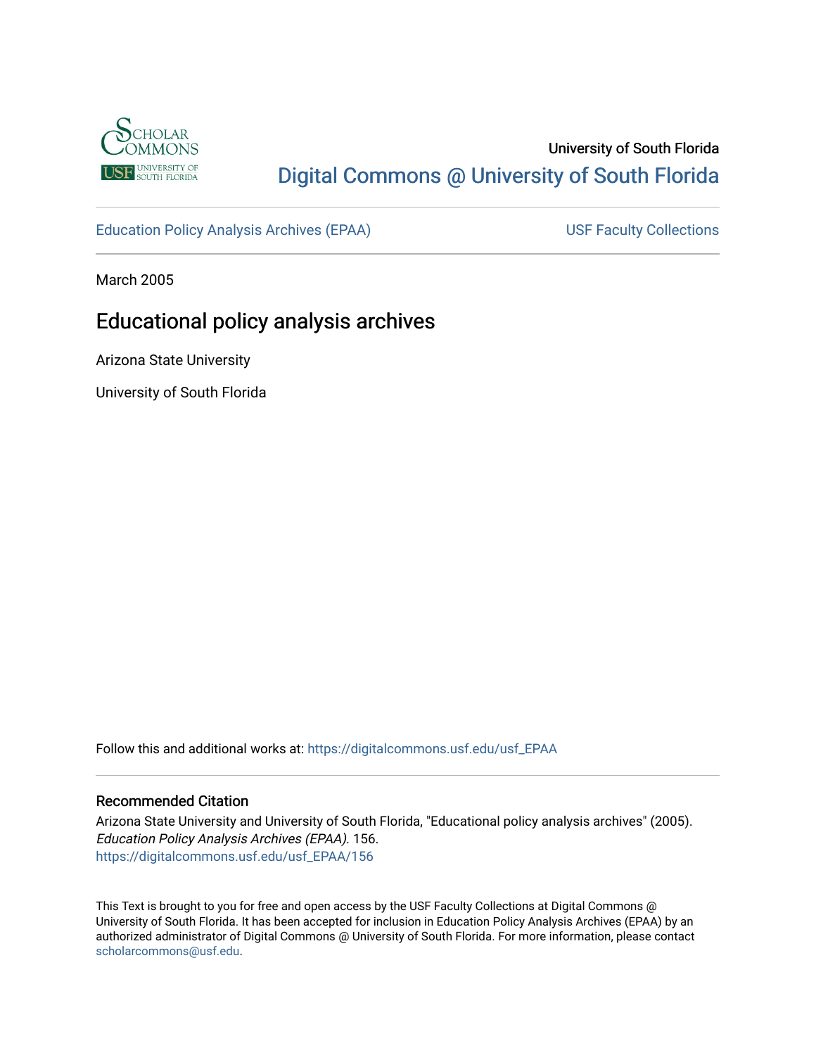University of South Florida

Digital Commons @ University of South Florida

Education Policy Analysis Archives (EPAA)

USF Faculty Collections

March 2005

# Educational policy analysis archives

Arizona State University

University of South Florida

Follow this and additional works at: https://digitalcommons.usf.edu/usf_EPAA

## Recommended Citation

Arizona State University and University of South Florida, "Educational policy analysis archives" (2005). *Education Policy Analysis Archives (EPAA)*. 156.
https://digitalcommons.usf.edu/usf_EPAA/156

This Text is brought to you for free and open access by the USF Faculty Collections at Digital Commons @ University of South Florida. It has been accepted for inclusion in Education Policy Analysis Archives (EPAA) by an authorized administrator of Digital Commons @ University of South Florida. For more information, please contact scholarcommons@usf.edu.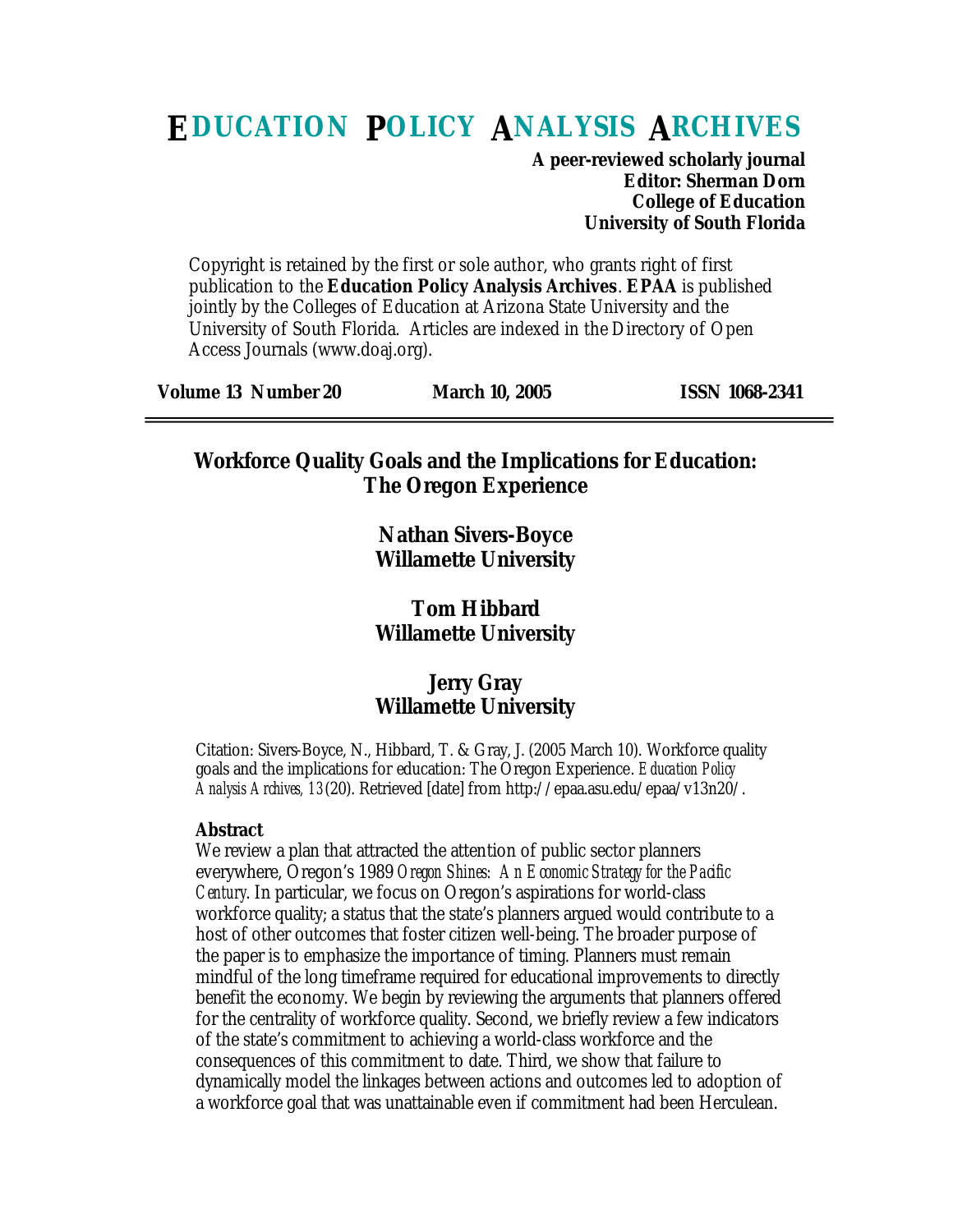# EDUCATION POLICY ANALYSIS ARCHIVES

**A peer-reviewed scholarly journal**
**Editor: Sherman Dorn**
**College of Education**
**University of South Florida**

Copyright is retained by the first or sole author, who grants right of first publication to the **Education Policy Analysis Archives**. **EPAA** is published jointly by the Colleges of Education at Arizona State University and the University of South Florida. Articles are indexed in the Directory of Open Access Journals (www.doaj.org).

**Volume 13 Number 20** | **March 10, 2005** | **ISSN 1068-2341**

---

## Workforce Quality Goals and the Implications for Education: The Oregon Experience

**Nathan Sivers-Boyce**
**Willamette University**

**Tom Hibbard**
**Willamette University**

**Jerry Gray**
**Willamette University**

Citation: Sivers-Boyce, N., Hibbard, T. & Gray, J. (2005 March 10). Workforce quality goals and the implications for education: The Oregon Experience. *Education Policy Analysis Archives, 13*(20). Retrieved [date] from http://epaa.asu.edu/epaa/v13n20/.

**Abstract**

We review a plan that attracted the attention of public sector planners everywhere, Oregon's 1989 *Oregon Shines: An Economic Strategy for the Pacific Century*. In particular, we focus on Oregon's aspirations for world-class workforce quality; a status that the state's planners argued would contribute to a host of other outcomes that foster citizen well-being. The broader purpose of the paper is to emphasize the importance of timing. Planners must remain mindful of the long timeframe required for educational improvements to directly benefit the economy. We begin by reviewing the arguments that planners offered for the centrality of workforce quality. Second, we briefly review a few indicators of the state's commitment to achieving a world-class workforce and the consequences of this commitment to date. Third, we show that failure to dynamically model the linkages between actions and outcomes led to adoption of a workforce goal that was unattainable even if commitment had been Herculean.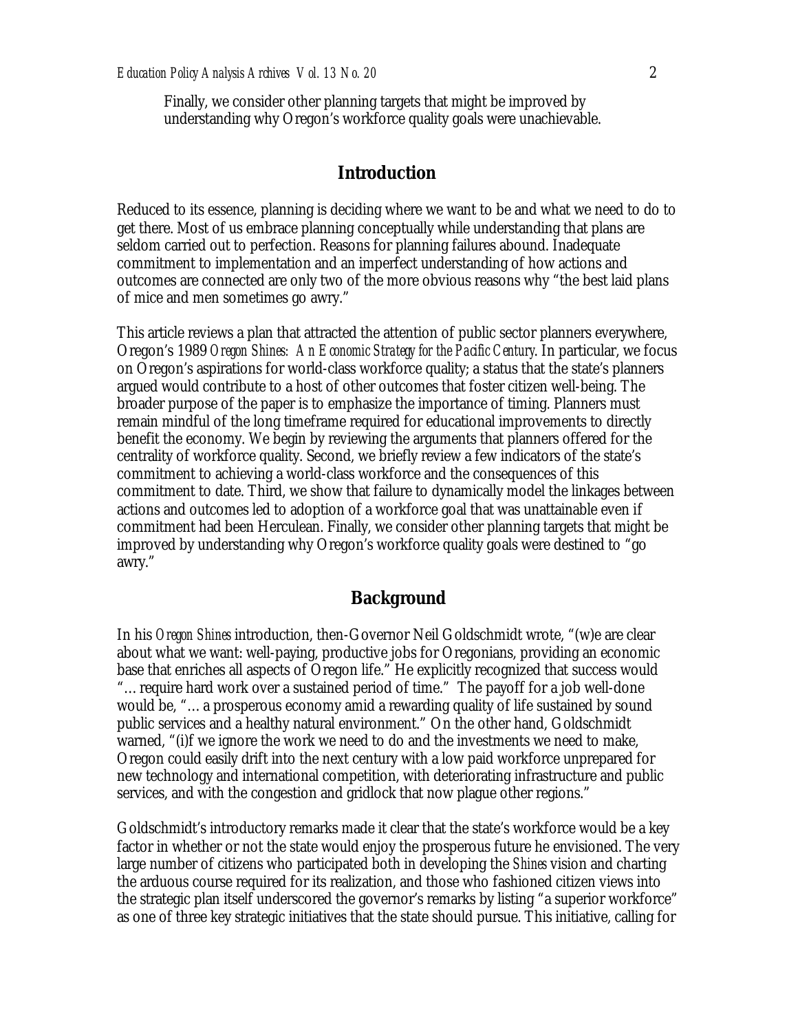Finally, we consider other planning targets that might be improved by understanding why Oregon's workforce quality goals were unachievable.

## Introduction

Reduced to its essence, planning is deciding where we want to be and what we need to do to get there. Most of us embrace planning conceptually while understanding that plans are seldom carried out to perfection. Reasons for planning failures abound. Inadequate commitment to implementation and an imperfect understanding of how actions and outcomes are connected are only two of the more obvious reasons why "the best laid plans of mice and men sometimes go awry."

This article reviews a plan that attracted the attention of public sector planners everywhere, Oregon's 1989 *Oregon Shines: An Economic Strategy for the Pacific Century*. In particular, we focus on Oregon's aspirations for world-class workforce quality; a status that the state's planners argued would contribute to a host of other outcomes that foster citizen well-being. The broader purpose of the paper is to emphasize the importance of timing. Planners must remain mindful of the long timeframe required for educational improvements to directly benefit the economy. We begin by reviewing the arguments that planners offered for the centrality of workforce quality. Second, we briefly review a few indicators of the state's commitment to achieving a world-class workforce and the consequences of this commitment to date. Third, we show that failure to dynamically model the linkages between actions and outcomes led to adoption of a workforce goal that was unattainable even if commitment had been Herculean. Finally, we consider other planning targets that might be improved by understanding why Oregon's workforce quality goals were destined to "go awry."

## Background

In his *Oregon Shines* introduction, then-Governor Neil Goldschmidt wrote, "(w)e are clear about what we want: well-paying, productive jobs for Oregonians, providing an economic base that enriches all aspects of Oregon life." He explicitly recognized that success would "… require hard work over a sustained period of time." The payoff for a job well-done would be, "… a prosperous economy amid a rewarding quality of life sustained by sound public services and a healthy natural environment." On the other hand, Goldschmidt warned, "(i)f we ignore the work we need to do and the investments we need to make, Oregon could easily drift into the next century with a low paid workforce unprepared for new technology and international competition, with deteriorating infrastructure and public services, and with the congestion and gridlock that now plague other regions."

Goldschmidt's introductory remarks made it clear that the state's workforce would be a key factor in whether or not the state would enjoy the prosperous future he envisioned. The very large number of citizens who participated both in developing the *Shines* vision and charting the arduous course required for its realization, and those who fashioned citizen views into the strategic plan itself underscored the governor's remarks by listing "a superior workforce" as one of three key strategic initiatives that the state should pursue. This initiative, calling for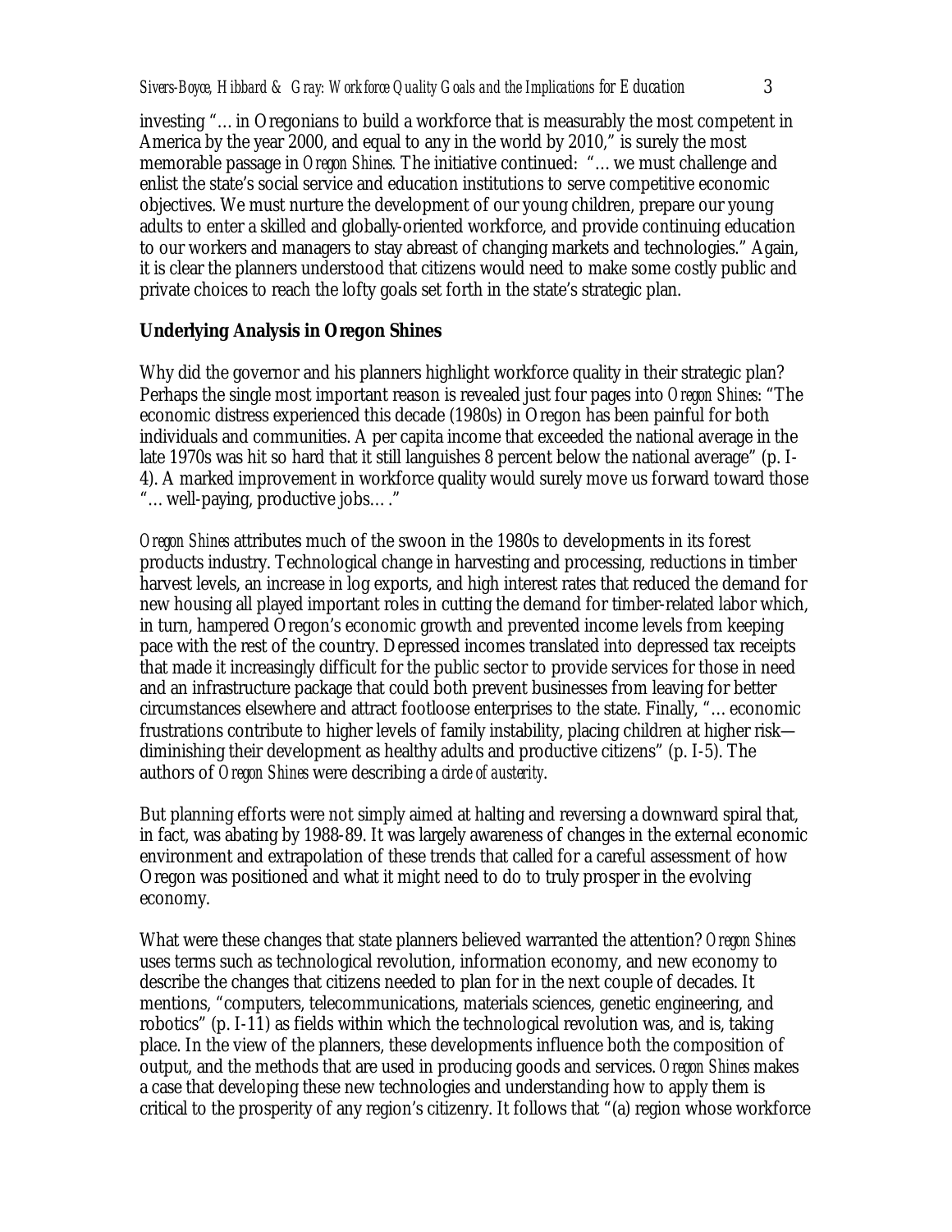investing "… in Oregonians to build a workforce that is measurably the most competent in America by the year 2000, and equal to any in the world by 2010," is surely the most memorable passage in *Oregon Shines.* The initiative continued: "… we must challenge and enlist the state's social service and education institutions to serve competitive economic objectives. We must nurture the development of our young children, prepare our young adults to enter a skilled and globally-oriented workforce, and provide continuing education to our workers and managers to stay abreast of changing markets and technologies." Again, it is clear the planners understood that citizens would need to make some costly public and private choices to reach the lofty goals set forth in the state's strategic plan.

## Underlying Analysis in Oregon Shines

Why did the governor and his planners highlight workforce quality in their strategic plan? Perhaps the single most important reason is revealed just four pages into *Oregon Shines*: "The economic distress experienced this decade (1980s) in Oregon has been painful for both individuals and communities. A per capita income that exceeded the national average in the late 1970s was hit so hard that it still languishes 8 percent below the national average" (p. I-4). A marked improvement in workforce quality would surely move us forward toward those "… well-paying, productive jobs…."

*Oregon Shines* attributes much of the swoon in the 1980s to developments in its forest products industry. Technological change in harvesting and processing, reductions in timber harvest levels, an increase in log exports, and high interest rates that reduced the demand for new housing all played important roles in cutting the demand for timber-related labor which, in turn, hampered Oregon's economic growth and prevented income levels from keeping pace with the rest of the country. Depressed incomes translated into depressed tax receipts that made it increasingly difficult for the public sector to provide services for those in need and an infrastructure package that could both prevent businesses from leaving for better circumstances elsewhere and attract footloose enterprises to the state. Finally, "… economic frustrations contribute to higher levels of family instability, placing children at higher risk—diminishing their development as healthy adults and productive citizens" (p. I-5). The authors of *Oregon Shines* were describing a *circle of austerity*.

But planning efforts were not simply aimed at halting and reversing a downward spiral that, in fact, was abating by 1988-89. It was largely awareness of changes in the external economic environment and extrapolation of these trends that called for a careful assessment of how Oregon was positioned and what it might need to do to truly prosper in the evolving economy.

What were these changes that state planners believed warranted the attention? *Oregon Shines* uses terms such as technological revolution, information economy, and new economy to describe the changes that citizens needed to plan for in the next couple of decades. It mentions, "computers, telecommunications, materials sciences, genetic engineering, and robotics" (p. I-11) as fields within which the technological revolution was, and is, taking place. In the view of the planners, these developments influence both the composition of output, and the methods that are used in producing goods and services. *Oregon Shines* makes a case that developing these new technologies and understanding how to apply them is critical to the prosperity of any region's citizenry. It follows that "(a) region whose workforce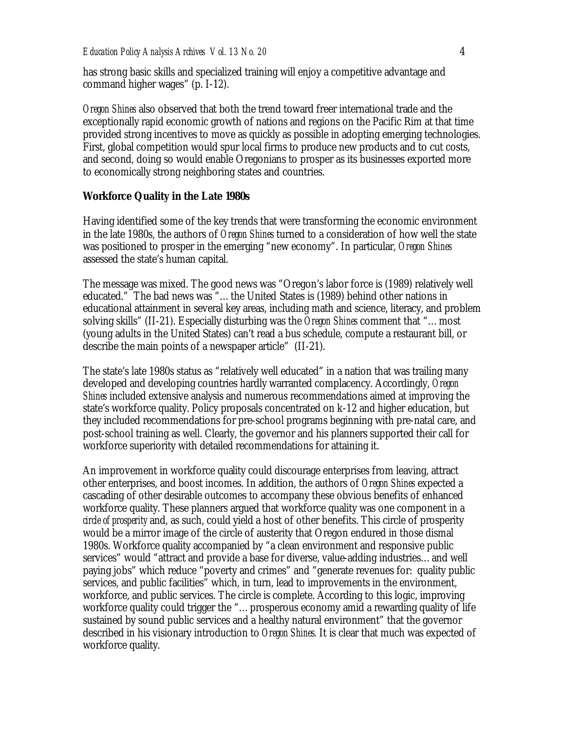has strong basic skills and specialized training will enjoy a competitive advantage and command higher wages" (p. I-12).

*Oregon Shines* also observed that both the trend toward freer international trade and the exceptionally rapid economic growth of nations and regions on the Pacific Rim at that time provided strong incentives to move as quickly as possible in adopting emerging technologies. First, global competition would spur local firms to produce new products and to cut costs, and second, doing so would enable Oregonians to prosper as its businesses exported more to economically strong neighboring states and countries.

## Workforce Quality in the Late 1980s

Having identified some of the key trends that were transforming the economic environment in the late 1980s, the authors of *Oregon Shines* turned to a consideration of how well the state was positioned to prosper in the emerging "new economy". In particular, *Oregon Shines* assessed the state's human capital.

The message was mixed. The good news was "Oregon's labor force is (1989) relatively well educated." The bad news was "… the United States is (1989) behind other nations in educational attainment in several key areas, including math and science, literacy, and problem solving skills" (II-21). Especially disturbing was the *Oregon Shines* comment that "… most (young adults in the United States) can't read a bus schedule, compute a restaurant bill, or describe the main points of a newspaper article" (II-21).

The state's late 1980s status as "relatively well educated" in a nation that was trailing many developed and developing countries hardly warranted complacency. Accordingly, *Oregon Shines* included extensive analysis and numerous recommendations aimed at improving the state's workforce quality. Policy proposals concentrated on k-12 and higher education, but they included recommendations for pre-school programs beginning with pre-natal care, and post-school training as well. Clearly, the governor and his planners supported their call for workforce superiority with detailed recommendations for attaining it.

An improvement in workforce quality could discourage enterprises from leaving, attract other enterprises, and boost incomes. In addition, the authors of *Oregon Shines* expected a cascading of other desirable outcomes to accompany these obvious benefits of enhanced workforce quality. These planners argued that workforce quality was one component in a *circle of prosperity* and, as such, could yield a host of other benefits. This circle of prosperity would be a mirror image of the circle of austerity that Oregon endured in those dismal 1980s. Workforce quality accompanied by "a clean environment and responsive public services" would "attract and provide a base for diverse, value-adding industries… and well paying jobs" which reduce "poverty and crimes" and "generate revenues for: quality public services, and public facilities" which, in turn, lead to improvements in the environment, workforce, and public services. The circle is complete. According to this logic, improving workforce quality could trigger the "… prosperous economy amid a rewarding quality of life sustained by sound public services and a healthy natural environment" that the governor described in his visionary introduction to *Oregon Shines.* It is clear that much was expected of workforce quality.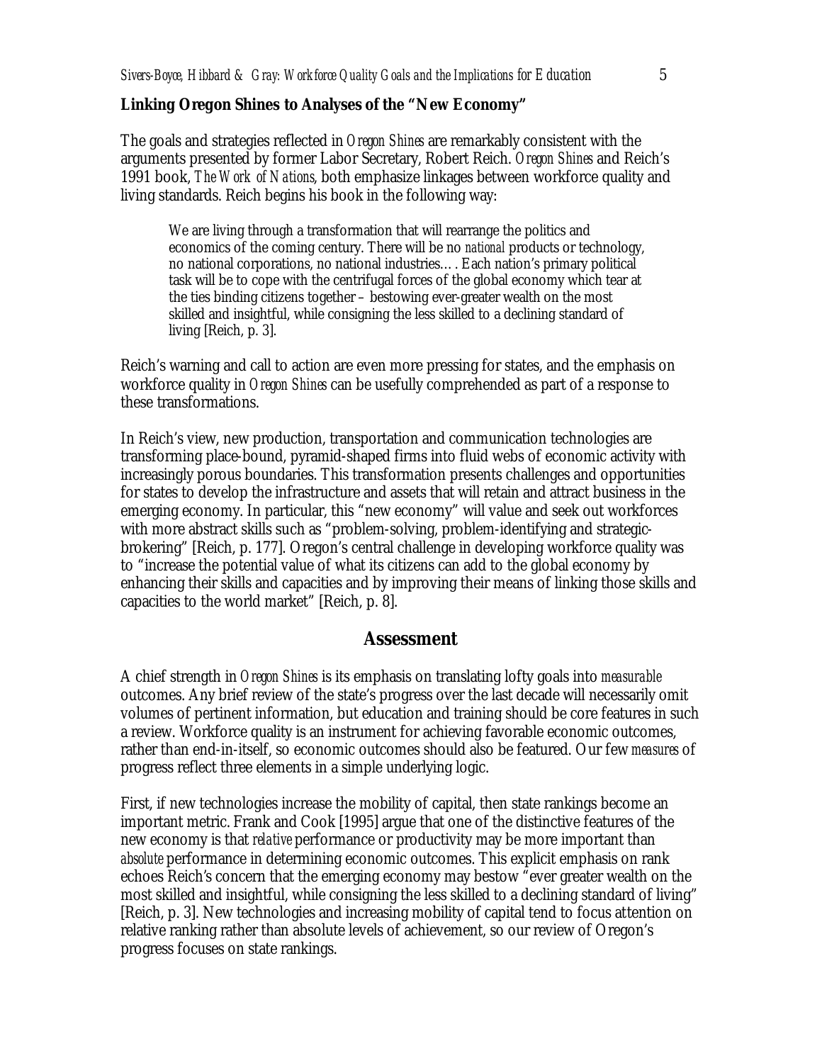**Linking Oregon Shines to Analyses of the "New Economy"**

The goals and strategies reflected in *Oregon Shines* are remarkably consistent with the arguments presented by former Labor Secretary, Robert Reich. *Oregon Shines* and Reich's 1991 book, *The Work of Nations*, both emphasize linkages between workforce quality and living standards. Reich begins his book in the following way:

> We are living through a transformation that will rearrange the politics and economics of the coming century. There will be no *national* products or technology, no national corporations, no national industries…. Each nation's primary political task will be to cope with the centrifugal forces of the global economy which tear at the ties binding citizens together – bestowing ever-greater wealth on the most skilled and insightful, while consigning the less skilled to a declining standard of living [Reich, p. 3].

Reich's warning and call to action are even more pressing for states, and the emphasis on workforce quality in *Oregon Shines* can be usefully comprehended as part of a response to these transformations.

In Reich's view, new production, transportation and communication technologies are transforming place-bound, pyramid-shaped firms into fluid webs of economic activity with increasingly porous boundaries. This transformation presents challenges and opportunities for states to develop the infrastructure and assets that will retain and attract business in the emerging economy. In particular, this "new economy" will value and seek out workforces with more abstract skills such as "problem-solving, problem-identifying and strategic-brokering" [Reich, p. 177]. Oregon's central challenge in developing workforce quality was to "increase the potential value of what its citizens can add to the global economy by enhancing their skills and capacities and by improving their means of linking those skills and capacities to the world market" [Reich, p. 8].

## Assessment

A chief strength in *Oregon Shines* is its emphasis on translating lofty goals into *measurable* outcomes. Any brief review of the state's progress over the last decade will necessarily omit volumes of pertinent information, but education and training should be core features in such a review. Workforce quality is an instrument for achieving favorable economic outcomes, rather than end-in-itself, so economic outcomes should also be featured. Our few *measures* of progress reflect three elements in a simple underlying logic.

First, if new technologies increase the mobility of capital, then state rankings become an important metric. Frank and Cook [1995] argue that one of the distinctive features of the new economy is that *relative* performance or productivity may be more important than *absolute* performance in determining economic outcomes. This explicit emphasis on rank echoes Reich's concern that the emerging economy may bestow "ever greater wealth on the most skilled and insightful, while consigning the less skilled to a declining standard of living" [Reich, p. 3]. New technologies and increasing mobility of capital tend to focus attention on relative ranking rather than absolute levels of achievement, so our review of Oregon's progress focuses on state rankings.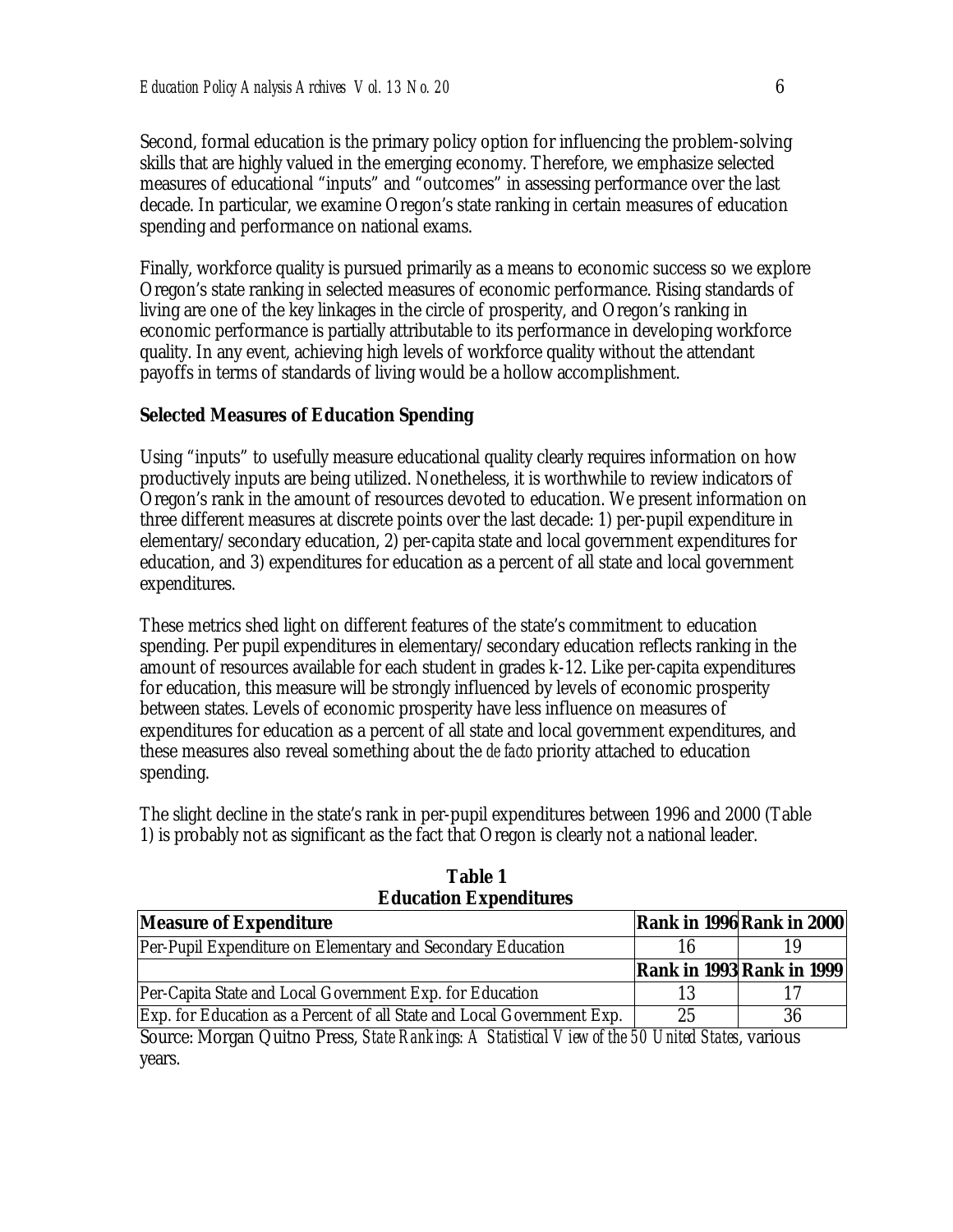Second, formal education is the primary policy option for influencing the problem-solving skills that are highly valued in the emerging economy. Therefore, we emphasize selected measures of educational "inputs" and "outcomes" in assessing performance over the last decade. In particular, we examine Oregon's state ranking in certain measures of education spending and performance on national exams.

Finally, workforce quality is pursued primarily as a means to economic success so we explore Oregon's state ranking in selected measures of economic performance. Rising standards of living are one of the key linkages in the circle of prosperity, and Oregon's ranking in economic performance is partially attributable to its performance in developing workforce quality. In any event, achieving high levels of workforce quality without the attendant payoffs in terms of standards of living would be a hollow accomplishment.

### Selected Measures of Education Spending

Using "inputs" to usefully measure educational quality clearly requires information on how productively inputs are being utilized. Nonetheless, it is worthwhile to review indicators of Oregon's rank in the amount of resources devoted to education. We present information on three different measures at discrete points over the last decade: 1) per-pupil expenditure in elementary/secondary education, 2) per-capita state and local government expenditures for education, and 3) expenditures for education as a percent of all state and local government expenditures.

These metrics shed light on different features of the state's commitment to education spending. Per pupil expenditures in elementary/secondary education reflects ranking in the amount of resources available for each student in grades k-12. Like per-capita expenditures for education, this measure will be strongly influenced by levels of economic prosperity between states. Levels of economic prosperity have less influence on measures of expenditures for education as a percent of all state and local government expenditures, and these measures also reveal something about the *de facto* priority attached to education spending.

The slight decline in the state's rank in per-pupil expenditures between 1996 and 2000 (Table 1) is probably not as significant as the fact that Oregon is clearly not a national leader.

**Table 1**
**Education Expenditures**

| Measure of Expenditure | Rank in 1996 | Rank in 2000 |
|---|---|---|
| Per-Pupil Expenditure on Elementary and Secondary Education | 16 | 19 |
| | **Rank in 1993** | **Rank in 1999** |
| Per-Capita State and Local Government Exp. for Education | 13 | 17 |
| Exp. for Education as a Percent of all State and Local Government Exp. | 25 | 36 |

Source: Morgan Quitno Press, *State Rankings: A Statistical View of the 50 United States*, various years.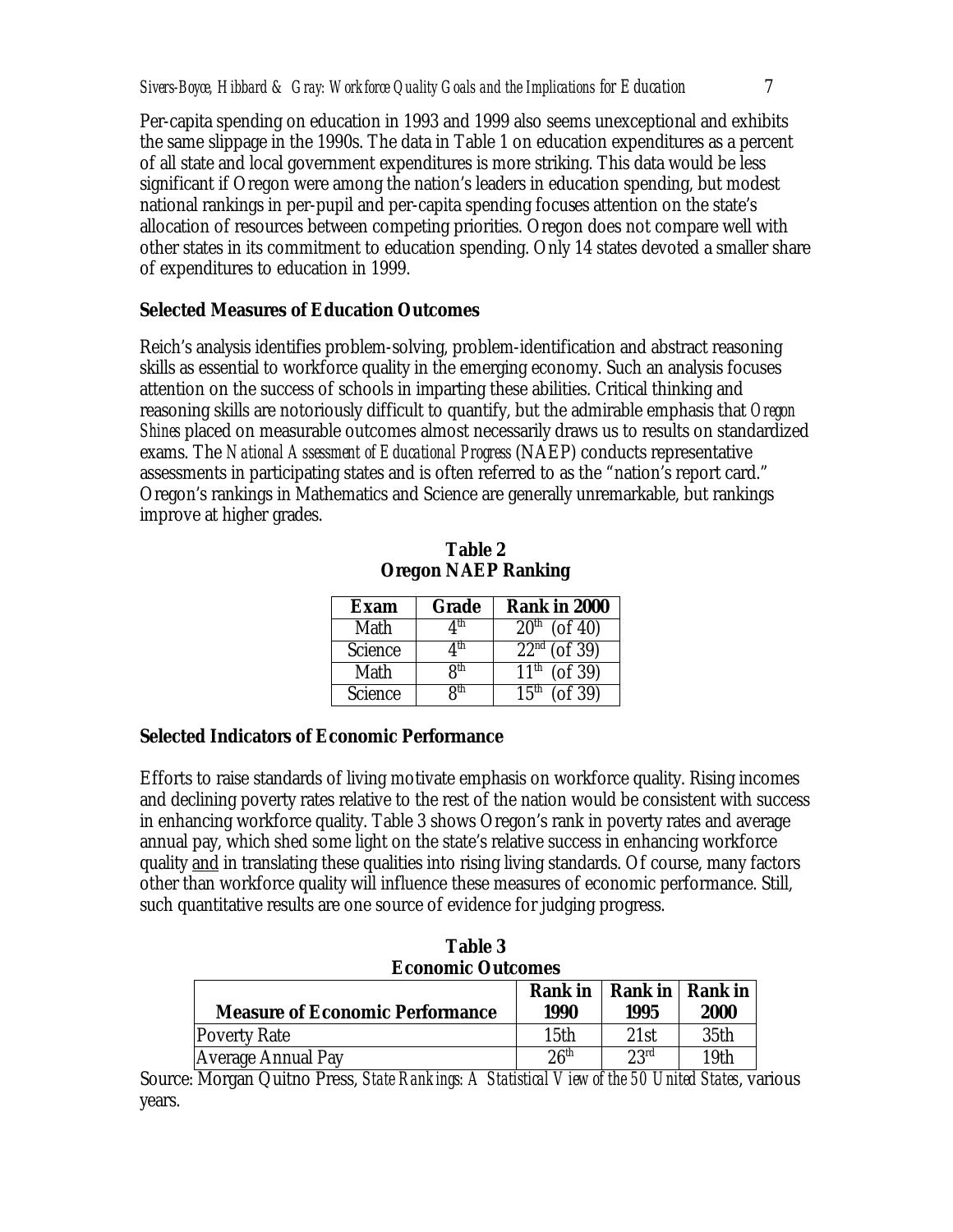Per-capita spending on education in 1993 and 1999 also seems unexceptional and exhibits the same slippage in the 1990s. The data in Table 1 on education expenditures as a percent of all state and local government expenditures is more striking. This data would be less significant if Oregon were among the nation's leaders in education spending, but modest national rankings in per-pupil and per-capita spending focuses attention on the state's allocation of resources between competing priorities. Oregon does not compare well with other states in its commitment to education spending. Only 14 states devoted a smaller share of expenditures to education in 1999.

**Selected Measures of Education Outcomes**

Reich's analysis identifies problem-solving, problem-identification and abstract reasoning skills as essential to workforce quality in the emerging economy. Such an analysis focuses attention on the success of schools in imparting these abilities. Critical thinking and reasoning skills are notoriously difficult to quantify, but the admirable emphasis that *Oregon Shines* placed on measurable outcomes almost necessarily draws us to results on standardized exams. The *National Assessment of Educational Progress* (NAEP) conducts representative assessments in participating states and is often referred to as the "nation's report card." Oregon's rankings in Mathematics and Science are generally unremarkable, but rankings improve at higher grades.

**Table 2**
**Oregon NAEP Ranking**

| Exam | Grade | Rank in 2000 |
|---|---|---|
| Math | 4th | 20th (of 40) |
| Science | 4th | 22nd (of 39) |
| Math | 8th | 11th (of 39) |
| Science | 8th | 15th (of 39) |

**Selected Indicators of Economic Performance**

Efforts to raise standards of living motivate emphasis on workforce quality. Rising incomes and declining poverty rates relative to the rest of the nation would be consistent with success in enhancing workforce quality. Table 3 shows Oregon's rank in poverty rates and average annual pay, which shed some light on the state's relative success in enhancing workforce quality and in translating these qualities into rising living standards. Of course, many factors other than workforce quality will influence these measures of economic performance. Still, such quantitative results are one source of evidence for judging progress.

**Table 3**
**Economic Outcomes**

| Measure of Economic Performance | Rank in 1990 | Rank in 1995 | Rank in 2000 |
|---|---|---|---|
| Poverty Rate | 15th | 21st | 35th |
| Average Annual Pay | 26th | 23rd | 19th |

Source: Morgan Quitno Press, *State Rankings: A Statistical View of the 50 United States*, various years.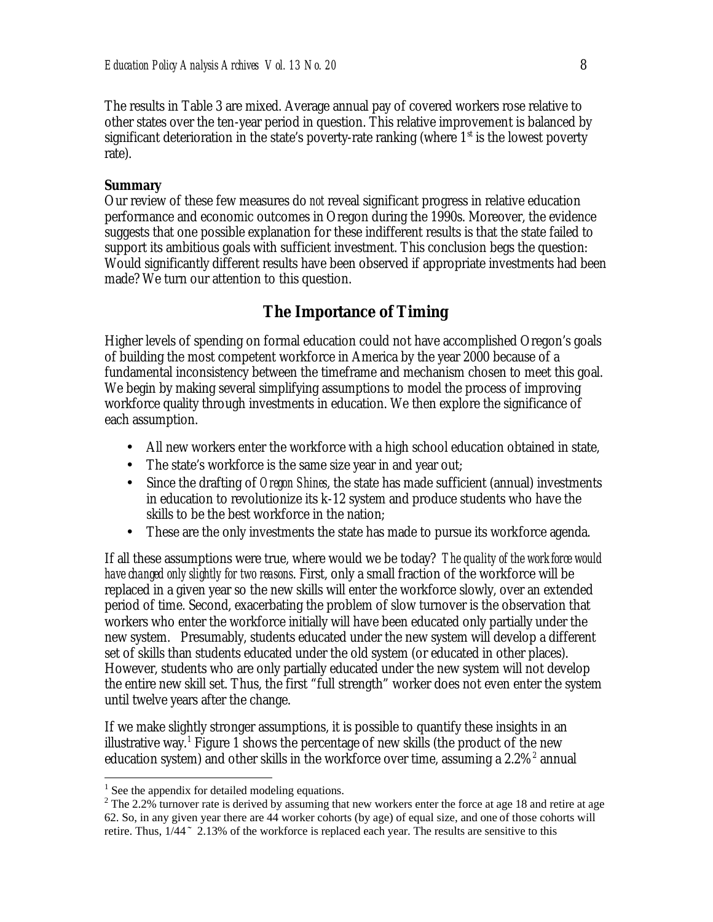The results in Table 3 are mixed. Average annual pay of covered workers rose relative to other states over the ten-year period in question. This relative improvement is balanced by significant deterioration in the state's poverty-rate ranking (where 1st is the lowest poverty rate).

**Summary**

Our review of these few measures do *not* reveal significant progress in relative education performance and economic outcomes in Oregon during the 1990s. Moreover, the evidence suggests that one possible explanation for these indifferent results is that the state failed to support its ambitious goals with sufficient investment. This conclusion begs the question: Would significantly different results have been observed if appropriate investments had been made? We turn our attention to this question.

## The Importance of Timing

Higher levels of spending on formal education could not have accomplished Oregon's goals of building the most competent workforce in America by the year 2000 because of a fundamental inconsistency between the timeframe and mechanism chosen to meet this goal. We begin by making several simplifying assumptions to model the process of improving workforce quality through investments in education. We then explore the significance of each assumption.

- All new workers enter the workforce with a high school education obtained in state,
- The state's workforce is the same size year in and year out;
- Since the drafting of *Oregon Shines*, the state has made sufficient (annual) investments in education to revolutionize its k-12 system and produce students who have the skills to be the best workforce in the nation;
- These are the only investments the state has made to pursue its workforce agenda.

If all these assumptions were true, where would we be today? *The quality of the workforce would have changed only slightly for two reasons*. First, only a small fraction of the workforce will be replaced in a given year so the new skills will enter the workforce slowly, over an extended period of time. Second, exacerbating the problem of slow turnover is the observation that workers who enter the workforce initially will have been educated only partially under the new system. Presumably, students educated under the new system will develop a different set of skills than students educated under the old system (or educated in other places). However, students who are only partially educated under the new system will not develop the entire new skill set. Thus, the first "full strength" worker does not even enter the system until twelve years after the change.

If we make slightly stronger assumptions, it is possible to quantify these insights in an illustrative way.[1] Figure 1 shows the percentage of new skills (the product of the new education system) and other skills in the workforce over time, assuming a 2.2%[2] annual

---

[1] See the appendix for detailed modeling equations.

[2] The 2.2% turnover rate is derived by assuming that new workers enter the force at age 18 and retire at age 62. So, in any given year there are 44 worker cohorts (by age) of equal size, and one of those cohorts will retire. Thus, $1/44 \approx 2.13\%$ of the workforce is replaced each year. The results are sensitive to this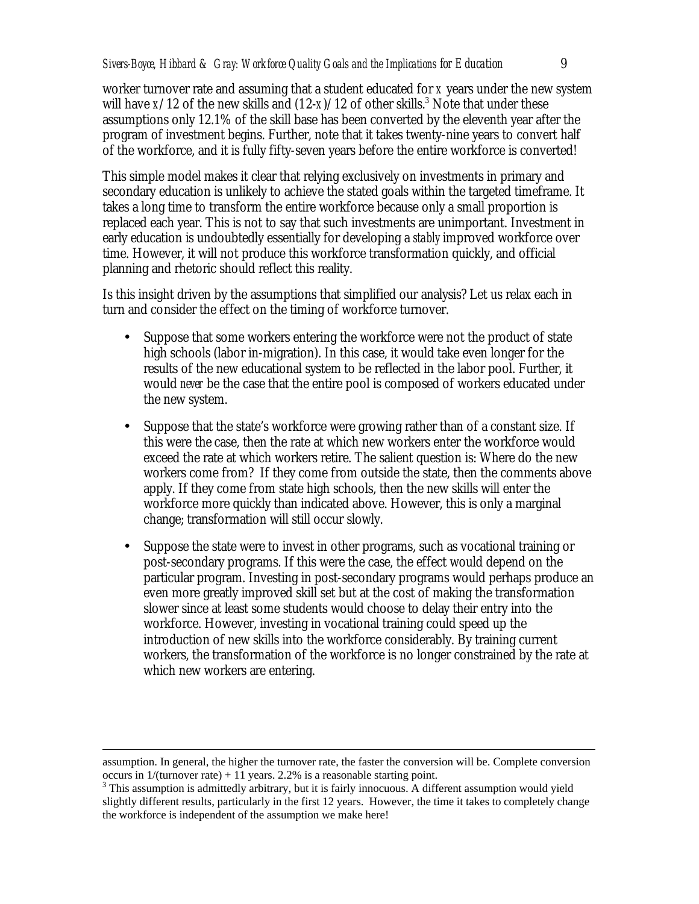worker turnover rate and assuming that a student educated for $x$ years under the new system will have $x/12$ of the new skills and $(12\text{-}x)/12$ of other skills.[3] Note that under these assumptions only 12.1% of the skill base has been converted by the eleventh year after the program of investment begins. Further, note that it takes twenty-nine years to convert half of the workforce, and it is fully fifty-seven years before the entire workforce is converted!

This simple model makes it clear that relying exclusively on investments in primary and secondary education is unlikely to achieve the stated goals within the targeted timeframe. It takes a long time to transform the entire workforce because only a small proportion is replaced each year. This is not to say that such investments are unimportant. Investment in early education is undoubtedly essentially for developing a *stably* improved workforce over time. However, it will not produce this workforce transformation quickly, and official planning and rhetoric should reflect this reality.

Is this insight driven by the assumptions that simplified our analysis? Let us relax each in turn and consider the effect on the timing of workforce turnover.

- Suppose that some workers entering the workforce were not the product of state high schools (labor in-migration). In this case, it would take even longer for the results of the new educational system to be reflected in the labor pool. Further, it would *never* be the case that the entire pool is composed of workers educated under the new system.
- Suppose that the state's workforce were growing rather than of a constant size. If this were the case, then the rate at which new workers enter the workforce would exceed the rate at which workers retire. The salient question is: Where do the new workers come from? If they come from outside the state, then the comments above apply. If they come from state high schools, then the new skills will enter the workforce more quickly than indicated above. However, this is only a marginal change; transformation will still occur slowly.
- Suppose the state were to invest in other programs, such as vocational training or post-secondary programs. If this were the case, the effect would depend on the particular program. Investing in post-secondary programs would perhaps produce an even more greatly improved skill set but at the cost of making the transformation slower since at least some students would choose to delay their entry into the workforce. However, investing in vocational training could speed up the introduction of new skills into the workforce considerably. By training current workers, the transformation of the workforce is no longer constrained by the rate at which new workers are entering.

---

assumption. In general, the higher the turnover rate, the faster the conversion will be. Complete conversion occurs in 1/(turnover rate) + 11 years. 2.2% is a reasonable starting point.

[3] This assumption is admittedly arbitrary, but it is fairly innocuous. A different assumption would yield slightly different results, particularly in the first 12 years. However, the time it takes to completely change the workforce is independent of the assumption we make here!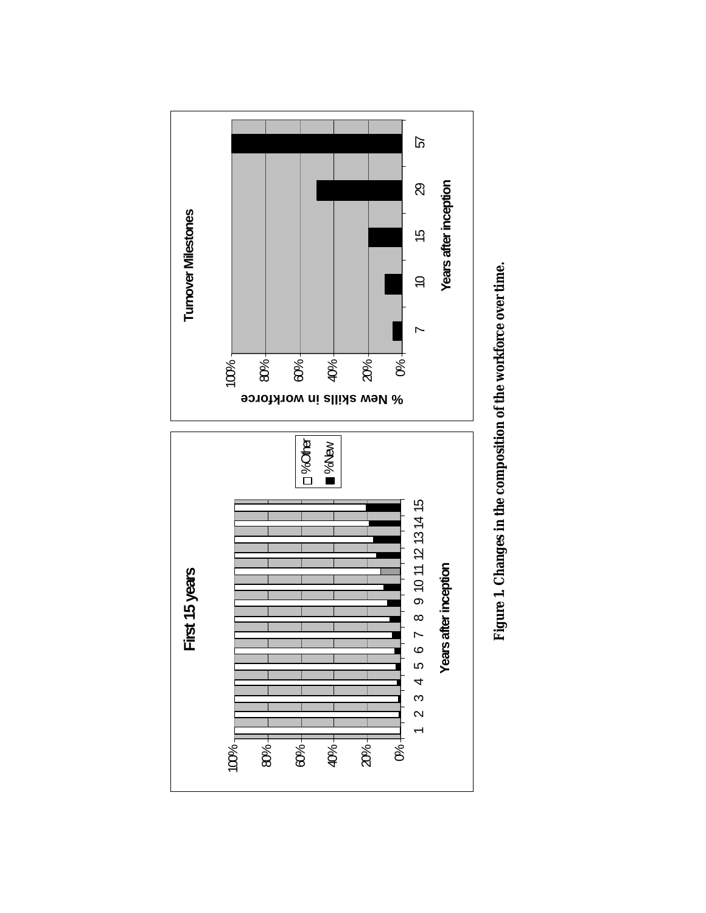**First 15 years**

**Turnover Milestones**

Figure 1. Changes in the composition of the workforce over time.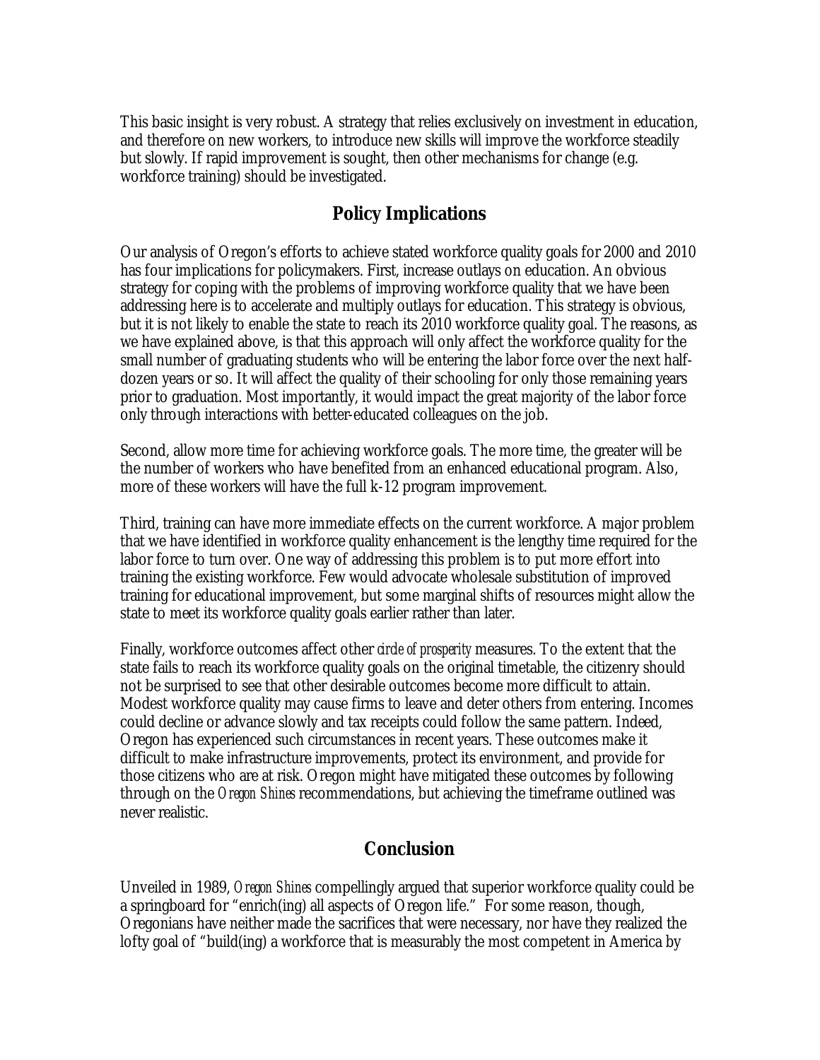This basic insight is very robust. A strategy that relies exclusively on investment in education, and therefore on new workers, to introduce new skills will improve the workforce steadily but slowly. If rapid improvement is sought, then other mechanisms for change (e.g. workforce training) should be investigated.

## Policy Implications

Our analysis of Oregon's efforts to achieve stated workforce quality goals for 2000 and 2010 has four implications for policymakers. First, increase outlays on education. An obvious strategy for coping with the problems of improving workforce quality that we have been addressing here is to accelerate and multiply outlays for education. This strategy is obvious, but it is not likely to enable the state to reach its 2010 workforce quality goal. The reasons, as we have explained above, is that this approach will only affect the workforce quality for the small number of graduating students who will be entering the labor force over the next half-dozen years or so. It will affect the quality of their schooling for only those remaining years prior to graduation. Most importantly, it would impact the great majority of the labor force only through interactions with better-educated colleagues on the job.

Second, allow more time for achieving workforce goals. The more time, the greater will be the number of workers who have benefited from an enhanced educational program. Also, more of these workers will have the full k-12 program improvement.

Third, training can have more immediate effects on the current workforce. A major problem that we have identified in workforce quality enhancement is the lengthy time required for the labor force to turn over. One way of addressing this problem is to put more effort into training the existing workforce. Few would advocate wholesale substitution of improved training for educational improvement, but some marginal shifts of resources might allow the state to meet its workforce quality goals earlier rather than later.

Finally, workforce outcomes affect other *circle of prosperity* measures. To the extent that the state fails to reach its workforce quality goals on the original timetable, the citizenry should not be surprised to see that other desirable outcomes become more difficult to attain. Modest workforce quality may cause firms to leave and deter others from entering. Incomes could decline or advance slowly and tax receipts could follow the same pattern. Indeed, Oregon has experienced such circumstances in recent years. These outcomes make it difficult to make infrastructure improvements, protect its environment, and provide for those citizens who are at risk. Oregon might have mitigated these outcomes by following through on the *Oregon Shines* recommendations, but achieving the timeframe outlined was never realistic.

## Conclusion

Unveiled in 1989, *Oregon Shines* compellingly argued that superior workforce quality could be a springboard for "enrich(ing) all aspects of Oregon life." For some reason, though, Oregonians have neither made the sacrifices that were necessary, nor have they realized the lofty goal of "build(ing) a workforce that is measurably the most competent in America by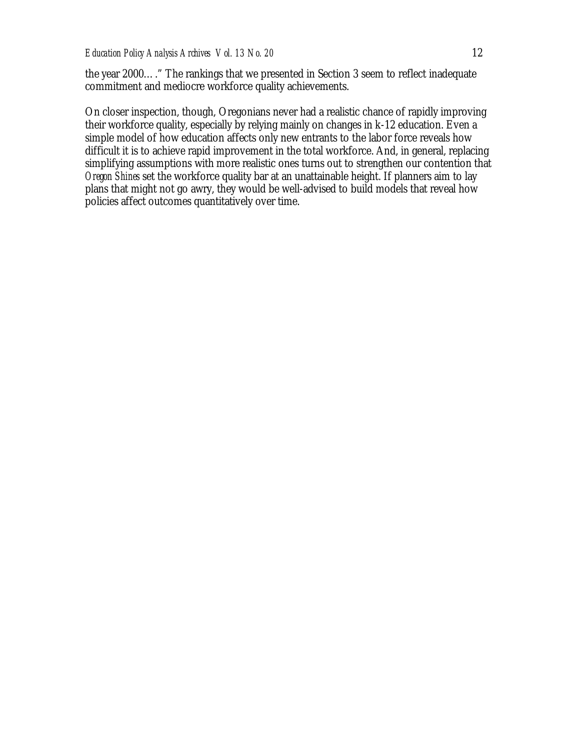the year 2000…." The rankings that we presented in Section 3 seem to reflect inadequate commitment and mediocre workforce quality achievements.

On closer inspection, though, Oregonians never had a realistic chance of rapidly improving their workforce quality, especially by relying mainly on changes in k-12 education. Even a simple model of how education affects only new entrants to the labor force reveals how difficult it is to achieve rapid improvement in the total workforce. And, in general, replacing simplifying assumptions with more realistic ones turns out to strengthen our contention that *Oregon Shines* set the workforce quality bar at an unattainable height. If planners aim to lay plans that might not go awry, they would be well-advised to build models that reveal how policies affect outcomes quantitatively over time.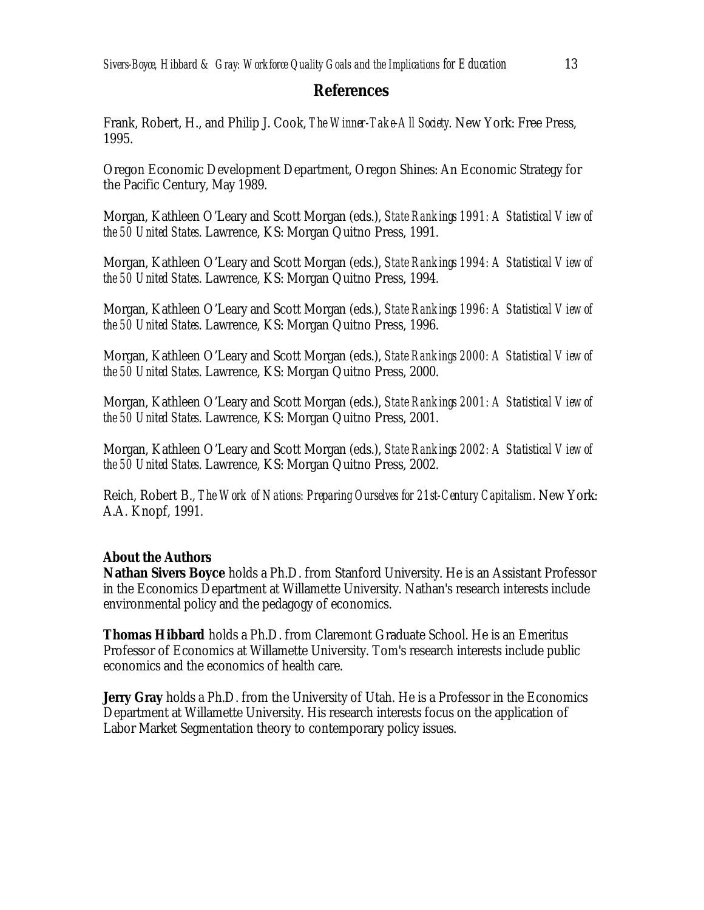## References

Frank, Robert, H., and Philip J. Cook, *The Winner-Take-All Society*. New York: Free Press, 1995.

Oregon Economic Development Department, Oregon Shines: An Economic Strategy for the Pacific Century, May 1989.

Morgan, Kathleen O'Leary and Scott Morgan (eds.), *State Rankings 1991: A Statistical View of the 50 United States*. Lawrence, KS: Morgan Quitno Press, 1991.

Morgan, Kathleen O'Leary and Scott Morgan (eds.), *State Rankings 1994: A Statistical View of the 50 United States*. Lawrence, KS: Morgan Quitno Press, 1994.

Morgan, Kathleen O'Leary and Scott Morgan (eds.), *State Rankings 1996: A Statistical View of the 50 United States*. Lawrence, KS: Morgan Quitno Press, 1996.

Morgan, Kathleen O'Leary and Scott Morgan (eds.), *State Rankings 2000: A Statistical View of the 50 United States*. Lawrence, KS: Morgan Quitno Press, 2000.

Morgan, Kathleen O'Leary and Scott Morgan (eds.), *State Rankings 2001: A Statistical View of the 50 United States*. Lawrence, KS: Morgan Quitno Press, 2001.

Morgan, Kathleen O'Leary and Scott Morgan (eds.), *State Rankings 2002: A Statistical View of the 50 United States*. Lawrence, KS: Morgan Quitno Press, 2002.

Reich, Robert B., *The Work of Nations: Preparing Ourselves for 21st-Century Capitalism*. New York: A.A. Knopf, 1991.

**About the Authors**

**Nathan Sivers Boyce** holds a Ph.D. from Stanford University. He is an Assistant Professor in the Economics Department at Willamette University. Nathan's research interests include environmental policy and the pedagogy of economics.

**Thomas Hibbard** holds a Ph.D. from Claremont Graduate School. He is an Emeritus Professor of Economics at Willamette University. Tom's research interests include public economics and the economics of health care.

**Jerry Gray** holds a Ph.D. from the University of Utah. He is a Professor in the Economics Department at Willamette University. His research interests focus on the application of Labor Market Segmentation theory to contemporary policy issues.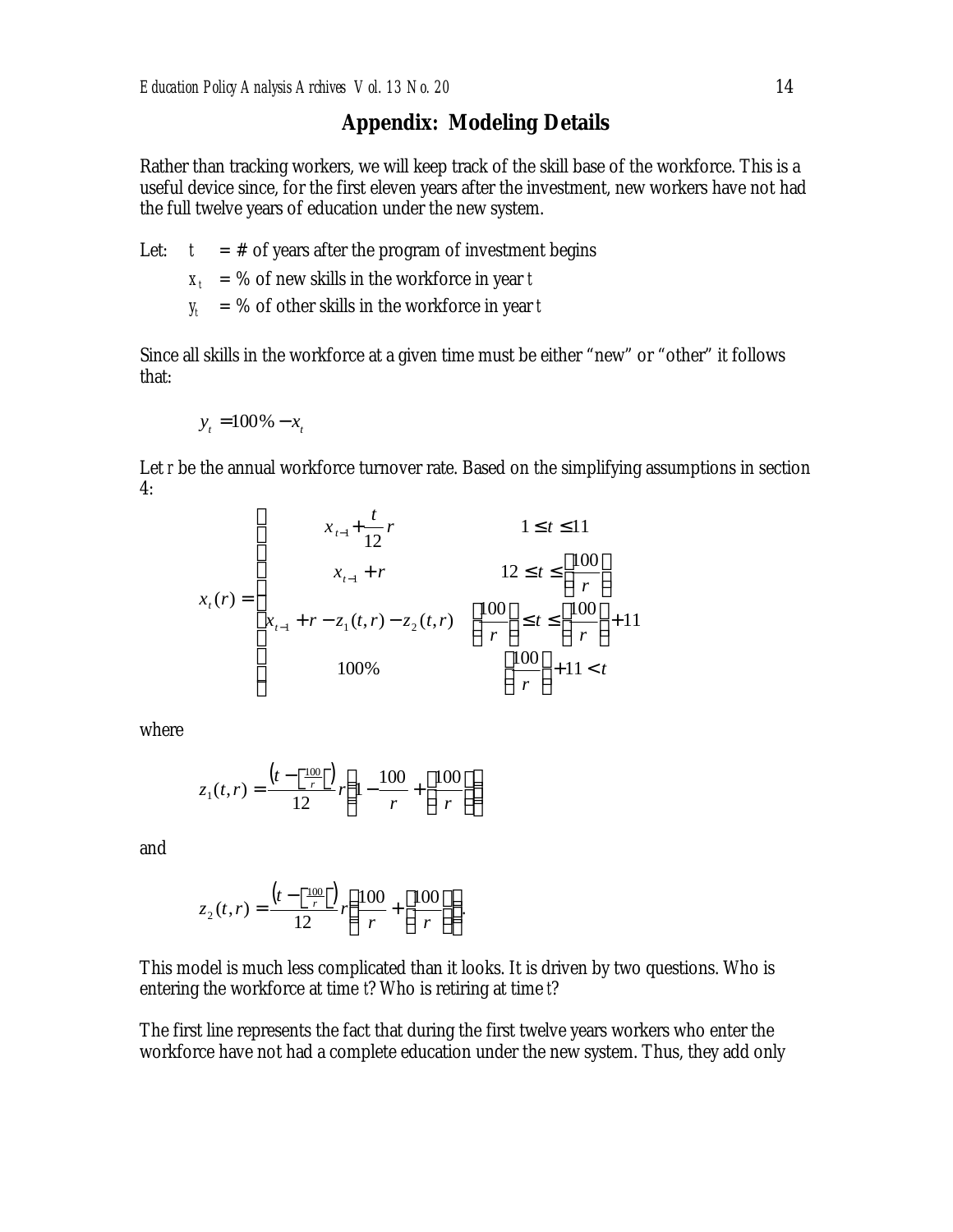## Appendix: Modeling Details

Rather than tracking workers, we will keep track of the skill base of the workforce. This is a useful device since, for the first eleven years after the investment, new workers have not had the full twelve years of education under the new system.

Let: $t$ = # of years after the program of investment begins

$x_t$ = % of new skills in the workforce in year $t$

$y_t$ = % of other skills in the workforce in year $t$

Since all skills in the workforce at a given time must be either "new" or "other" it follows that:

$$y_t = 100\% - x_t$$

Let $r$ be the annual workforce turnover rate. Based on the simplifying assumptions in section 4:

$$x_t(r) = \begin{cases} x_{t-1} + \dfrac{t}{12} r & 1 \le t \le 11 \\ x_{t-1} + r & 12 \le t \le \left\lfloor \dfrac{100}{r} \right\rfloor \\ x_{t-1} + r - z_1(t,r) - z_2(t,r) & \left\lceil \dfrac{100}{r} \right\rceil \le t \le \left\lfloor \dfrac{100}{r} \right\rfloor + 11 \\ 100\% & \left\lfloor \dfrac{100}{r} \right\rfloor + 11 < t \end{cases}$$

where

$$z_1(t,r) = \frac{\left(t - \left\lfloor \frac{100}{r} \right\rfloor\right)}{12} r \left(1 - \frac{100}{r} + \left\lfloor \frac{100}{r} \right\rfloor\right)$$

and

$$z_2(t,r) = \frac{\left(t - \left\lceil \frac{100}{r} \right\rceil\right)}{12} r \left(\frac{100}{r} + \left\lfloor \frac{100}{r} \right\rfloor\right).$$

This model is much less complicated than it looks. It is driven by two questions. Who is entering the workforce at time $t$? Who is retiring at time $t$?

The first line represents the fact that during the first twelve years workers who enter the workforce have not had a complete education under the new system. Thus, they add only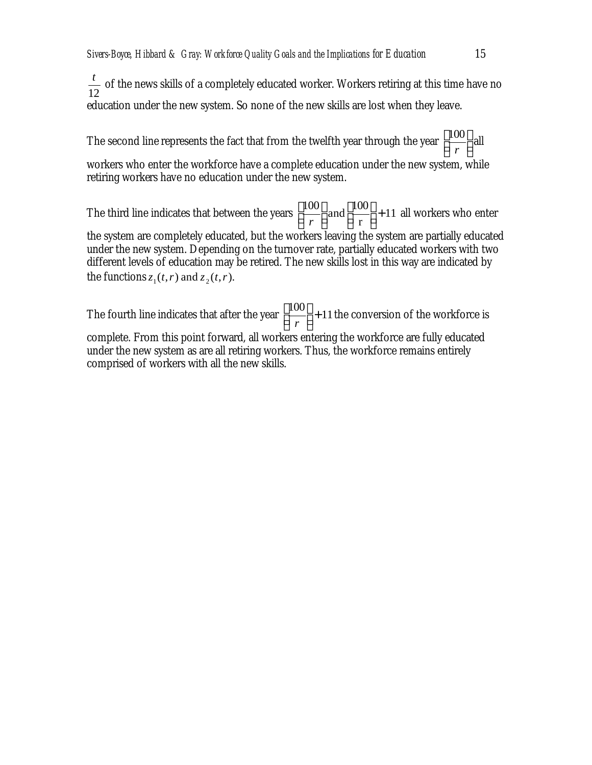$\frac{t}{12}$ of the news skills of a completely educated worker. Workers retiring at this time have no education under the new system. So none of the new skills are lost when they leave.

The second line represents the fact that from the twelfth year through the year $\left[\frac{100}{r}\right]$ all workers who enter the workforce have a complete education under the new system, while retiring workers have no education under the new system.

The third line indicates that between the years $\left[\frac{100}{r}\right]$ and $\left[\frac{100}{r}\right]+11$ all workers who enter the system are completely educated, but the workers leaving the system are partially educated under the new system. Depending on the turnover rate, partially educated workers with two different levels of education may be retired. The new skills lost in this way are indicated by the functions $z_1(t,r)$ and $z_2(t,r)$.

The fourth line indicates that after the year $\left[\frac{100}{r}\right]+11$ the conversion of the workforce is complete. From this point forward, all workers entering the workforce are fully educated under the new system as are all retiring workers. Thus, the workforce remains entirely comprised of workers with all the new skills.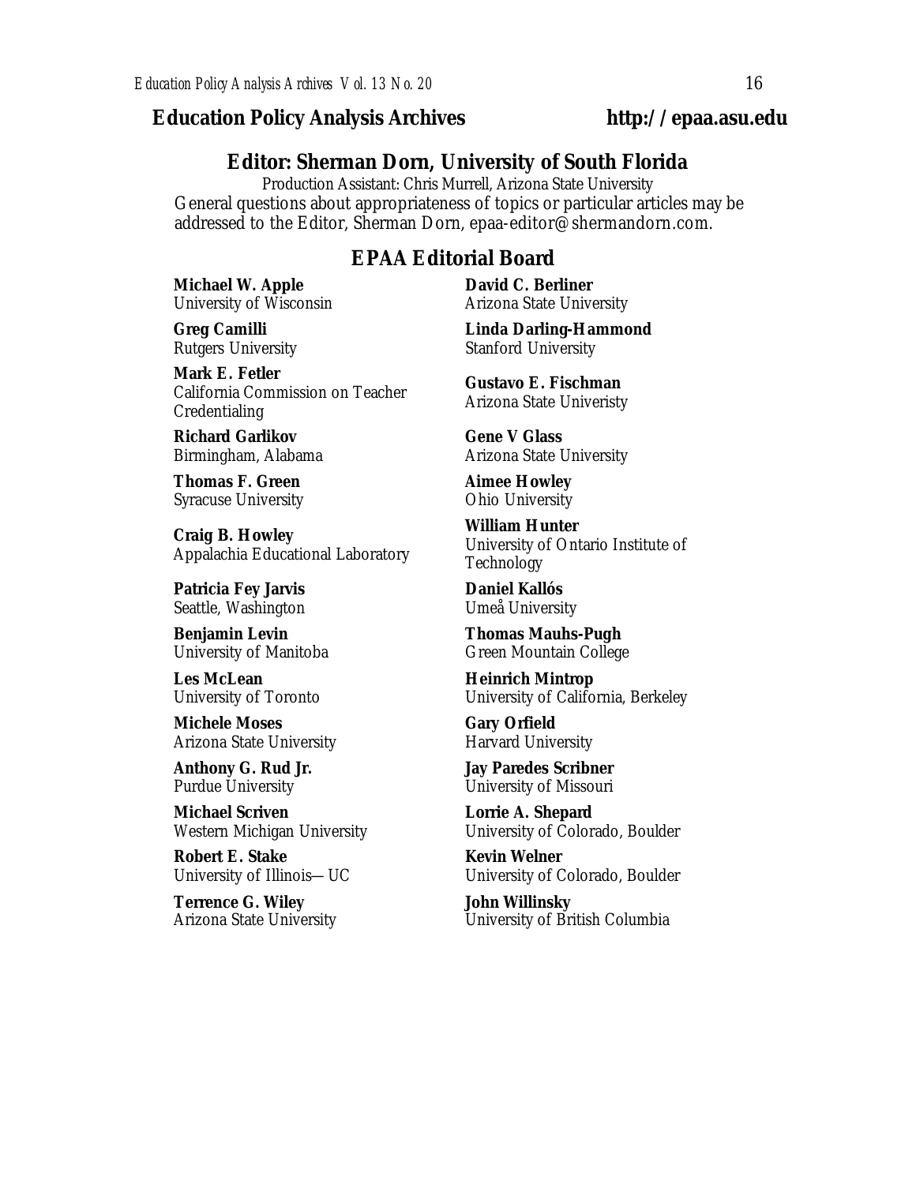## Education Policy Analysis Archives http://epaa.asu.edu

### Editor: Sherman Dorn, University of South Florida

Production Assistant: Chris Murrell, Arizona State University

General questions about appropriateness of topics or particular articles may be addressed to the Editor, Sherman Dorn, epaa-editor@shermandorn.com.

### EPAA Editorial Board

**Michael W. Apple**
University of Wisconsin

**David C. Berliner**
Arizona State University

**Greg Camilli**
Rutgers University

**Linda Darling-Hammond**
Stanford University

**Mark E. Fetler**
California Commission on Teacher Credentialing

**Gustavo E. Fischman**
Arizona State Univeristy

**Richard Garlikov**
Birmingham, Alabama

**Gene V Glass**
Arizona State University

**Thomas F. Green**
Syracuse University

**Aimee Howley**
Ohio University

**Craig B. Howley**
Appalachia Educational Laboratory

**William Hunter**
University of Ontario Institute of Technology

**Patricia Fey Jarvis**
Seattle, Washington

**Daniel Kallós**
Umeå University

**Benjamin Levin**
University of Manitoba

**Thomas Mauhs-Pugh**
Green Mountain College

**Les McLean**
University of Toronto

**Heinrich Mintrop**
University of California, Berkeley

**Michele Moses**
Arizona State University

**Gary Orfield**
Harvard University

**Anthony G. Rud Jr.**
Purdue University

**Jay Paredes Scribner**
University of Missouri

**Michael Scriven**
Western Michigan University

**Lorrie A. Shepard**
University of Colorado, Boulder

**Robert E. Stake**
University of Illinois—UC

**Kevin Welner**
University of Colorado, Boulder

**Terrence G. Wiley**
Arizona State University

**John Willinsky**
University of British Columbia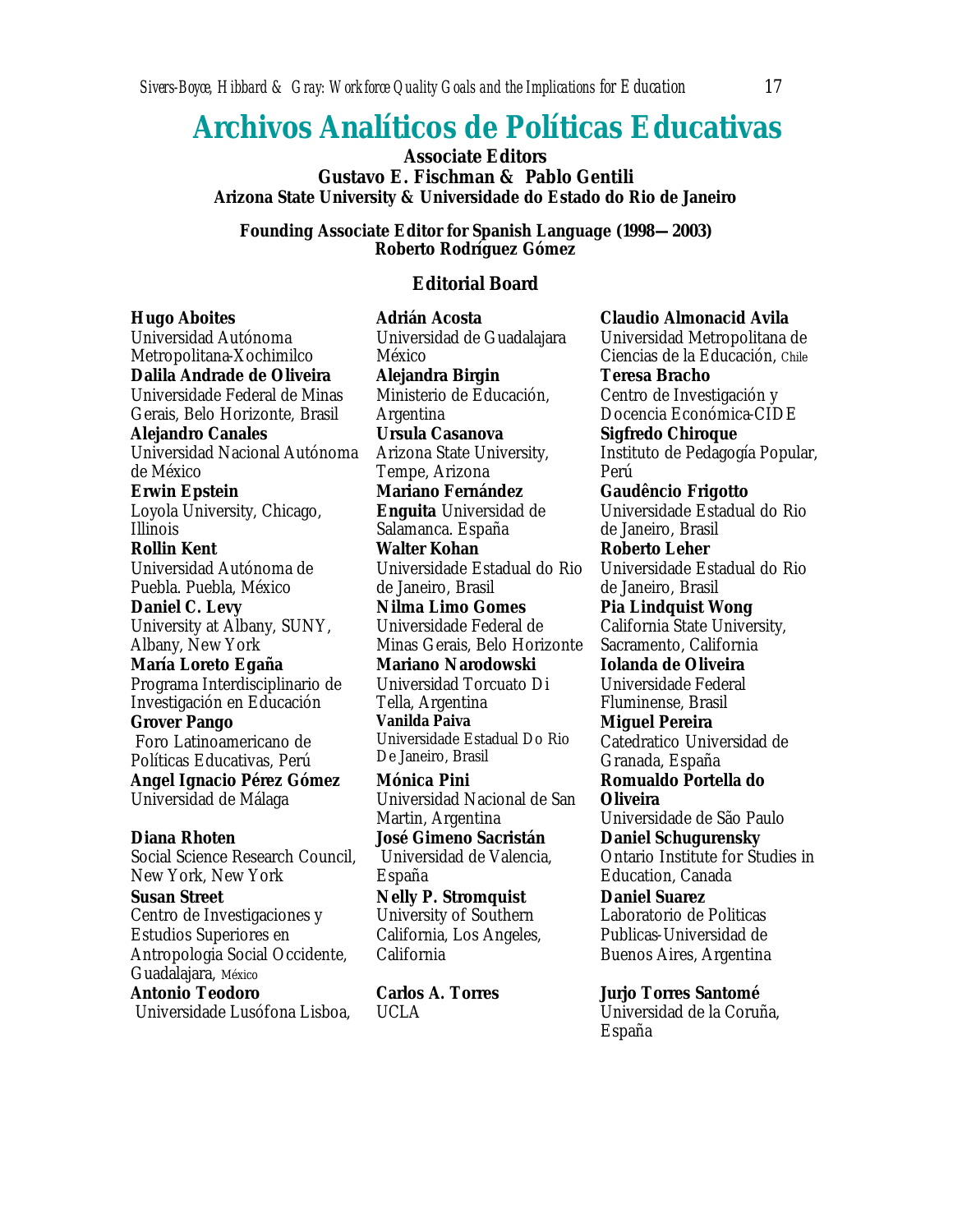# Archivos Analíticos de Políticas Educativas

**Associate Editors**
**Gustavo E. Fischman & Pablo Gentili**
**Arizona State University & Universidade do Estado do Rio de Janeiro**

**Founding Associate Editor for Spanish Language (1998—2003)**
**Roberto Rodríguez Gómez**

## Editorial Board

**Hugo Aboites**
Universidad Autónoma Metropolitana-Xochimilco

**Dalila Andrade de Oliveira**
Universidade Federal de Minas Gerais, Belo Horizonte, Brasil

**Alejandro Canales**
Universidad Nacional Autónoma de México

**Erwin Epstein**
Loyola University, Chicago, Illinois

**Rollin Kent**
Universidad Autónoma de Puebla. Puebla, México

**Daniel C. Levy**
University at Albany, SUNY, Albany, New York

**María Loreto Egaña**
Programa Interdisciplinario de Investigación en Educación

**Grover Pango**
Foro Latinoamericano de Políticas Educativas, Perú

**Angel Ignacio Pérez Gómez**
Universidad de Málaga

**Diana Rhoten**
Social Science Research Council, New York, New York

**Susan Street**
Centro de Investigaciones y Estudios Superiores en Antropologia Social Occidente, Guadalajara, México

**Antonio Teodoro**
Universidade Lusófona Lisboa,

**Adrián Acosta**
Universidad de Guadalajara México

**Alejandra Birgin**
Ministerio de Educación, Argentina

**Ursula Casanova**
Arizona State University, Tempe, Arizona

**Mariano Fernández Enguita** Universidad de Salamanca. España

**Walter Kohan**
Universidade Estadual do Rio de Janeiro, Brasil

**Nilma Limo Gomes**
Universidade Federal de Minas Gerais, Belo Horizonte

**Mariano Narodowski**
Universidad Torcuato Di Tella, Argentina

**Vanilda Paiva**
Universidade Estadual Do Rio De Janeiro, Brasil

**Mónica Pini**
Universidad Nacional de San Martin, Argentina

**José Gimeno Sacristán**
Universidad de Valencia, España

**Nelly P. Stromquist**
University of Southern California, Los Angeles, California

**Carlos A. Torres**
UCLA

**Claudio Almonacid Avila**
Universidad Metropolitana de Ciencias de la Educación, Chile

**Teresa Bracho**
Centro de Investigación y Docencia Económica-CIDE

**Sigfredo Chiroque**
Instituto de Pedagogía Popular, Perú

**Gaudêncio Frigotto**
Universidade Estadual do Rio de Janeiro, Brasil

**Roberto Leher**
Universidade Estadual do Rio de Janeiro, Brasil

**Pia Lindquist Wong**
California State University, Sacramento, California

**Iolanda de Oliveira**
Universidade Federal Fluminense, Brasil

**Miguel Pereira**
Catedratico Universidad de Granada, España

**Romualdo Portella do Oliveira**
Universidade de São Paulo

**Daniel Schugurensky**
Ontario Institute for Studies in Education, Canada

**Daniel Suarez**
Laboratorio de Politicas Publicas-Universidad de Buenos Aires, Argentina

**Jurjo Torres Santomé**
Universidad de la Coruña, España